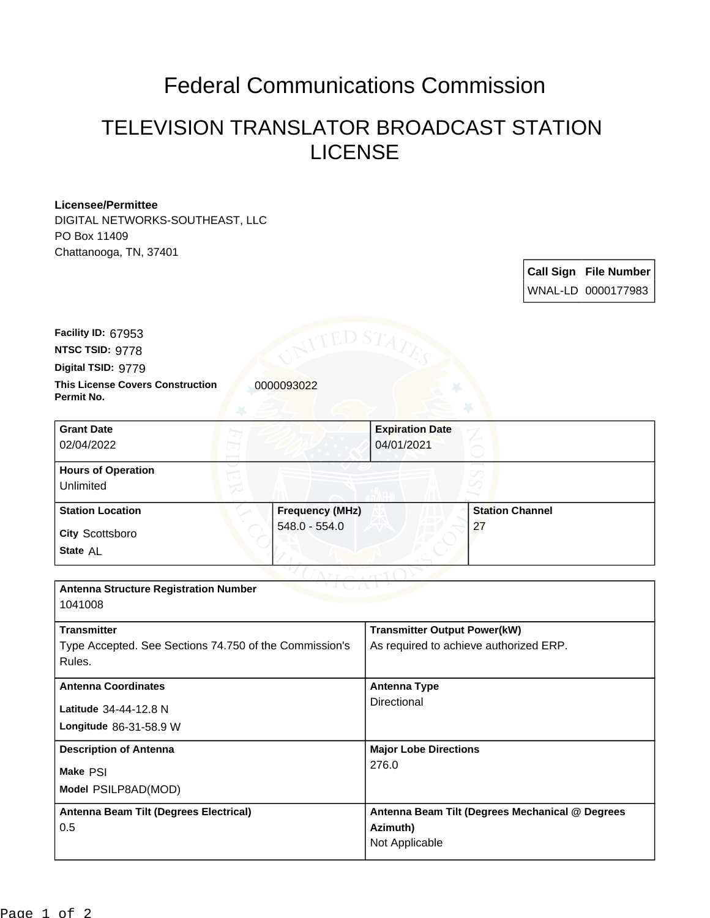# Federal Communications Commission

## TELEVISION TRANSLATOR BROADCAST STATION LICENSE

**Licensee/Permittee**
DIGITAL NETWORKS-SOUTHEAST, LLC
PO Box 11409
Chattanooga, TN, 37401

| Call Sign | File Number |
|---|---|
| WNAL-LD | 0000177983 |

**Facility ID:** 67953
**NTSC TSID:** 9778
**Digital TSID:** 9779
**This License Covers Construction Permit No.** 0000093022

| Grant Date | Expiration Date |
|---|---|
| 02/04/2022 | 04/01/2021 |

**Hours of Operation**
Unlimited

| Station Location | Frequency (MHz) | Station Channel |
|---|---|---|
| City Scottsboro<br>State AL | 548.0 - 554.0 | 27 |

**Antenna Structure Registration Number**
1041008

| Transmitter | Transmitter Output Power(kW) |
|---|---|
| Type Accepted. See Sections 74.750 of the Commission's Rules. | As required to achieve authorized ERP. |

| Antenna Coordinates | Antenna Type |
|---|---|
| Latitude 34-44-12.8 N<br>Longitude 86-31-58.9 W | Directional |

| Description of Antenna | Major Lobe Directions |
|---|---|
| Make PSI<br>Model PSILP8AD(MOD) | 276.0 |

| Antenna Beam Tilt (Degrees Electrical) | Antenna Beam Tilt (Degrees Mechanical @ Degrees Azimuth) |
|---|---|
| 0.5 | Not Applicable |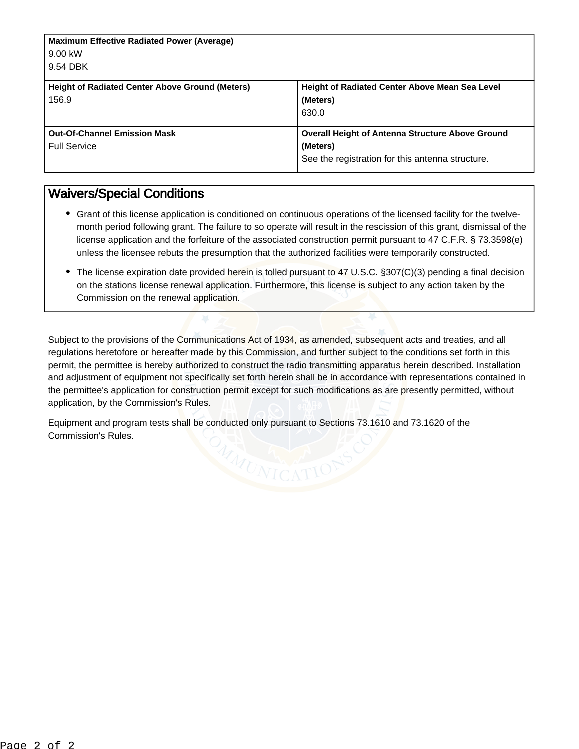| | |
|---|---|
| **Maximum Effective Radiated Power (Average)**<br>9.00 kW<br>9.54 DBK | |
| **Height of Radiated Center Above Ground (Meters)**<br>156.9 | **Height of Radiated Center Above Mean Sea Level (Meters)**<br>630.0 |
| **Out-Of-Channel Emission Mask**<br>Full Service | **Overall Height of Antenna Structure Above Ground (Meters)**<br>See the registration for this antenna structure. |

## Waivers/Special Conditions

- Grant of this license application is conditioned on continuous operations of the licensed facility for the twelve-month period following grant. The failure to so operate will result in the rescission of this grant, dismissal of the license application and the forfeiture of the associated construction permit pursuant to 47 C.F.R. § 73.3598(e) unless the licensee rebuts the presumption that the authorized facilities were temporarily constructed.
- The license expiration date provided herein is tolled pursuant to 47 U.S.C. §307(C)(3) pending a final decision on the stations license renewal application. Furthermore, this license is subject to any action taken by the Commission on the renewal application.

Subject to the provisions of the Communications Act of 1934, as amended, subsequent acts and treaties, and all regulations heretofore or hereafter made by this Commission, and further subject to the conditions set forth in this permit, the permittee is hereby authorized to construct the radio transmitting apparatus herein described. Installation and adjustment of equipment not specifically set forth herein shall be in accordance with representations contained in the permittee's application for construction permit except for such modifications as are presently permitted, without application, by the Commission's Rules.

Equipment and program tests shall be conducted only pursuant to Sections 73.1610 and 73.1620 of the Commission's Rules.